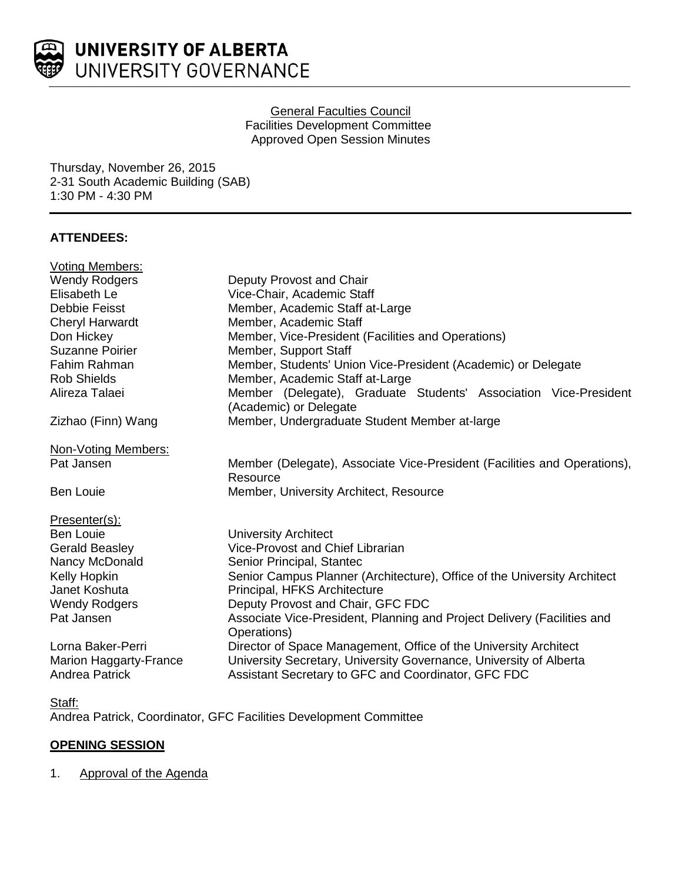UNIVERSITY OF ALBERTA
UNIVERSITY GOVERNANCE

General Faculties Council
Facilities Development Committee
Approved Open Session Minutes

Thursday, November 26, 2015
2-31 South Academic Building (SAB)
1:30 PM - 4:30 PM

**ATTENDEES:**

| | |
|---|---|
| Voting Members: | |
| Wendy Rodgers | Deputy Provost and Chair |
| Elisabeth Le | Vice-Chair, Academic Staff |
| Debbie Feisst | Member, Academic Staff at-Large |
| Cheryl Harwardt | Member, Academic Staff |
| Don Hickey | Member, Vice-President (Facilities and Operations) |
| Suzanne Poirier | Member, Support Staff |
| Fahim Rahman | Member, Students' Union Vice-President (Academic) or Delegate |
| Rob Shields | Member, Academic Staff at-Large |
| Alireza Talaei | Member (Delegate), Graduate Students' Association Vice-President (Academic) or Delegate |
| Zizhao (Finn) Wang | Member, Undergraduate Student Member at-large |
| Non-Voting Members: | |
| Pat Jansen | Member (Delegate), Associate Vice-President (Facilities and Operations), Resource |
| Ben Louie | Member, University Architect, Resource |
| Presenter(s): | |
| Ben Louie | University Architect |
| Gerald Beasley | Vice-Provost and Chief Librarian |
| Nancy McDonald | Senior Principal, Stantec |
| Kelly Hopkin | Senior Campus Planner (Architecture), Office of the University Architect |
| Janet Koshuta | Principal, HFKS Architecture |
| Wendy Rodgers | Deputy Provost and Chair, GFC FDC |
| Pat Jansen | Associate Vice-President, Planning and Project Delivery (Facilities and Operations) |
| Lorna Baker-Perri | Director of Space Management, Office of the University Architect |
| Marion Haggarty-France | University Secretary, University Governance, University of Alberta |
| Andrea Patrick | Assistant Secretary to GFC and Coordinator, GFC FDC |

Staff:
Andrea Patrick, Coordinator, GFC Facilities Development Committee

**OPENING SESSION**

1. Approval of the Agenda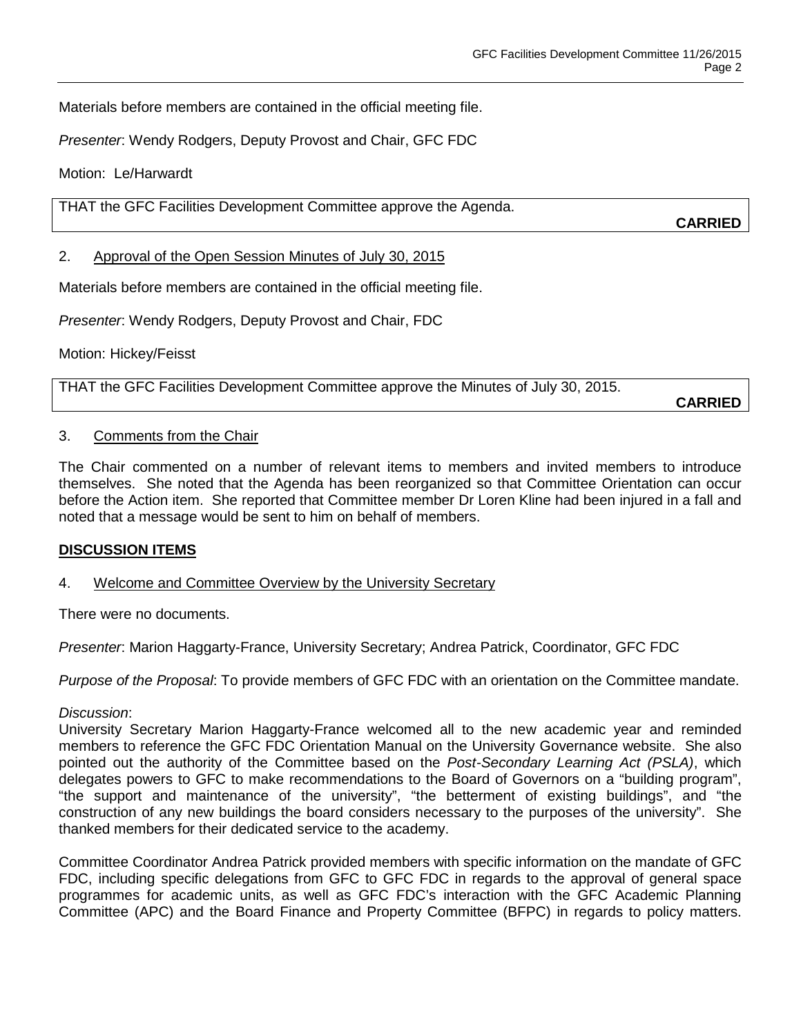Materials before members are contained in the official meeting file.

*Presenter*: Wendy Rodgers, Deputy Provost and Chair, GFC FDC

Motion: Le/Harwardt

| THAT the GFC Facilities Development Committee approve the Agenda. **CARRIED** |
|---|

2. Approval of the Open Session Minutes of July 30, 2015

Materials before members are contained in the official meeting file.

*Presenter*: Wendy Rodgers, Deputy Provost and Chair, FDC

Motion: Hickey/Feisst

| THAT the GFC Facilities Development Committee approve the Minutes of July 30, 2015. **CARRIED** |
|---|

3. Comments from the Chair

The Chair commented on a number of relevant items to members and invited members to introduce themselves. She noted that the Agenda has been reorganized so that Committee Orientation can occur before the Action item. She reported that Committee member Dr Loren Kline had been injured in a fall and noted that a message would be sent to him on behalf of members.

**DISCUSSION ITEMS**

4. Welcome and Committee Overview by the University Secretary

There were no documents.

*Presenter*: Marion Haggarty-France, University Secretary; Andrea Patrick, Coordinator, GFC FDC

*Purpose of the Proposal*: To provide members of GFC FDC with an orientation on the Committee mandate.

*Discussion*:
University Secretary Marion Haggarty-France welcomed all to the new academic year and reminded members to reference the GFC FDC Orientation Manual on the University Governance website. She also pointed out the authority of the Committee based on the *Post-Secondary Learning Act (PSLA)*, which delegates powers to GFC to make recommendations to the Board of Governors on a "building program", "the support and maintenance of the university", "the betterment of existing buildings", and "the construction of any new buildings the board considers necessary to the purposes of the university". She thanked members for their dedicated service to the academy.

Committee Coordinator Andrea Patrick provided members with specific information on the mandate of GFC FDC, including specific delegations from GFC to GFC FDC in regards to the approval of general space programmes for academic units, as well as GFC FDC's interaction with the GFC Academic Planning Committee (APC) and the Board Finance and Property Committee (BFPC) in regards to policy matters.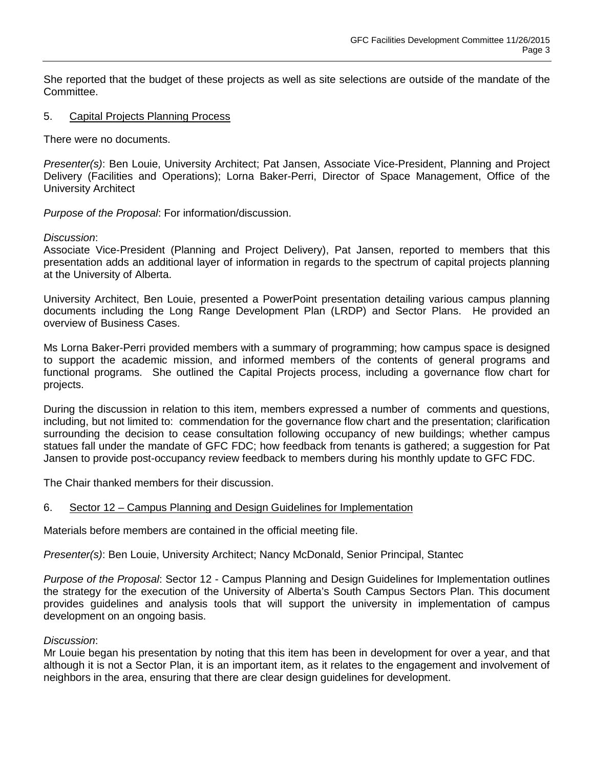She reported that the budget of these projects as well as site selections are outside of the mandate of the Committee.

## 5. Capital Projects Planning Process

There were no documents.

*Presenter(s)*: Ben Louie, University Architect; Pat Jansen, Associate Vice-President, Planning and Project Delivery (Facilities and Operations); Lorna Baker-Perri, Director of Space Management, Office of the University Architect

*Purpose of the Proposal*: For information/discussion.

*Discussion*:
Associate Vice-President (Planning and Project Delivery), Pat Jansen, reported to members that this presentation adds an additional layer of information in regards to the spectrum of capital projects planning at the University of Alberta.

University Architect, Ben Louie, presented a PowerPoint presentation detailing various campus planning documents including the Long Range Development Plan (LRDP) and Sector Plans. He provided an overview of Business Cases.

Ms Lorna Baker-Perri provided members with a summary of programming; how campus space is designed to support the academic mission, and informed members of the contents of general programs and functional programs. She outlined the Capital Projects process, including a governance flow chart for projects.

During the discussion in relation to this item, members expressed a number of comments and questions, including, but not limited to: commendation for the governance flow chart and the presentation; clarification surrounding the decision to cease consultation following occupancy of new buildings; whether campus statues fall under the mandate of GFC FDC; how feedback from tenants is gathered; a suggestion for Pat Jansen to provide post-occupancy review feedback to members during his monthly update to GFC FDC.

The Chair thanked members for their discussion.

## 6. Sector 12 – Campus Planning and Design Guidelines for Implementation

Materials before members are contained in the official meeting file.

*Presenter(s)*: Ben Louie, University Architect; Nancy McDonald, Senior Principal, Stantec

*Purpose of the Proposal*: Sector 12 - Campus Planning and Design Guidelines for Implementation outlines the strategy for the execution of the University of Alberta's South Campus Sectors Plan. This document provides guidelines and analysis tools that will support the university in implementation of campus development on an ongoing basis.

*Discussion*:
Mr Louie began his presentation by noting that this item has been in development for over a year, and that although it is not a Sector Plan, it is an important item, as it relates to the engagement and involvement of neighbors in the area, ensuring that there are clear design guidelines for development.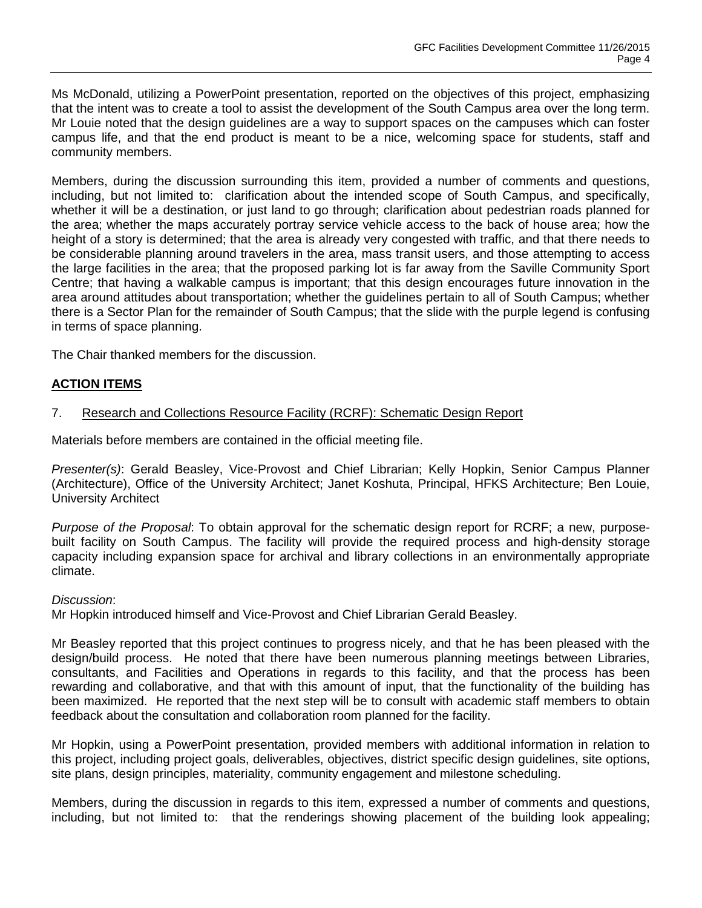Ms McDonald, utilizing a PowerPoint presentation, reported on the objectives of this project, emphasizing that the intent was to create a tool to assist the development of the South Campus area over the long term. Mr Louie noted that the design guidelines are a way to support spaces on the campuses which can foster campus life, and that the end product is meant to be a nice, welcoming space for students, staff and community members.

Members, during the discussion surrounding this item, provided a number of comments and questions, including, but not limited to: clarification about the intended scope of South Campus, and specifically, whether it will be a destination, or just land to go through; clarification about pedestrian roads planned for the area; whether the maps accurately portray service vehicle access to the back of house area; how the height of a story is determined; that the area is already very congested with traffic, and that there needs to be considerable planning around travelers in the area, mass transit users, and those attempting to access the large facilities in the area; that the proposed parking lot is far away from the Saville Community Sport Centre; that having a walkable campus is important; that this design encourages future innovation in the area around attitudes about transportation; whether the guidelines pertain to all of South Campus; whether there is a Sector Plan for the remainder of South Campus; that the slide with the purple legend is confusing in terms of space planning.

The Chair thanked members for the discussion.

## **ACTION ITEMS**

7. Research and Collections Resource Facility (RCRF): Schematic Design Report

Materials before members are contained in the official meeting file.

*Presenter(s)*: Gerald Beasley, Vice-Provost and Chief Librarian; Kelly Hopkin, Senior Campus Planner (Architecture), Office of the University Architect; Janet Koshuta, Principal, HFKS Architecture; Ben Louie, University Architect

*Purpose of the Proposal*: To obtain approval for the schematic design report for RCRF; a new, purpose-built facility on South Campus. The facility will provide the required process and high-density storage capacity including expansion space for archival and library collections in an environmentally appropriate climate.

*Discussion*:
Mr Hopkin introduced himself and Vice-Provost and Chief Librarian Gerald Beasley.

Mr Beasley reported that this project continues to progress nicely, and that he has been pleased with the design/build process. He noted that there have been numerous planning meetings between Libraries, consultants, and Facilities and Operations in regards to this facility, and that the process has been rewarding and collaborative, and that with this amount of input, that the functionality of the building has been maximized. He reported that the next step will be to consult with academic staff members to obtain feedback about the consultation and collaboration room planned for the facility.

Mr Hopkin, using a PowerPoint presentation, provided members with additional information in relation to this project, including project goals, deliverables, objectives, district specific design guidelines, site options, site plans, design principles, materiality, community engagement and milestone scheduling.

Members, during the discussion in regards to this item, expressed a number of comments and questions, including, but not limited to: that the renderings showing placement of the building look appealing;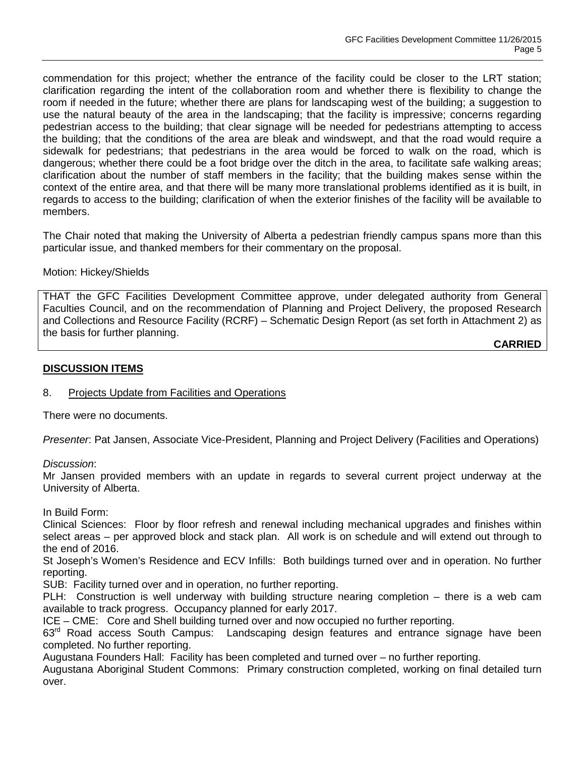commendation for this project; whether the entrance of the facility could be closer to the LRT station; clarification regarding the intent of the collaboration room and whether there is flexibility to change the room if needed in the future; whether there are plans for landscaping west of the building; a suggestion to use the natural beauty of the area in the landscaping; that the facility is impressive; concerns regarding pedestrian access to the building; that clear signage will be needed for pedestrians attempting to access the building; that the conditions of the area are bleak and windswept, and that the road would require a sidewalk for pedestrians; that pedestrians in the area would be forced to walk on the road, which is dangerous; whether there could be a foot bridge over the ditch in the area, to facilitate safe walking areas; clarification about the number of staff members in the facility; that the building makes sense within the context of the entire area, and that there will be many more translational problems identified as it is built, in regards to access to the building; clarification of when the exterior finishes of the facility will be available to members.

The Chair noted that making the University of Alberta a pedestrian friendly campus spans more than this particular issue, and thanked members for their commentary on the proposal.

Motion: Hickey/Shields

THAT the GFC Facilities Development Committee approve, under delegated authority from General Faculties Council, and on the recommendation of Planning and Project Delivery, the proposed Research and Collections and Resource Facility (RCRF) – Schematic Design Report (as set forth in Attachment 2) as the basis for further planning.

**CARRIED**

## DISCUSSION ITEMS

8. Projects Update from Facilities and Operations

There were no documents.

*Presenter*: Pat Jansen, Associate Vice-President, Planning and Project Delivery (Facilities and Operations)

*Discussion*:
Mr Jansen provided members with an update in regards to several current project underway at the University of Alberta.

In Build Form:
Clinical Sciences: Floor by floor refresh and renewal including mechanical upgrades and finishes within select areas – per approved block and stack plan. All work is on schedule and will extend out through to the end of 2016.
St Joseph's Women's Residence and ECV Infills: Both buildings turned over and in operation. No further reporting.
SUB: Facility turned over and in operation, no further reporting.
PLH: Construction is well underway with building structure nearing completion – there is a web cam available to track progress. Occupancy planned for early 2017.
ICE – CME: Core and Shell building turned over and now occupied no further reporting.
63rd Road access South Campus: Landscaping design features and entrance signage have been completed. No further reporting.
Augustana Founders Hall: Facility has been completed and turned over – no further reporting.
Augustana Aboriginal Student Commons: Primary construction completed, working on final detailed turn over.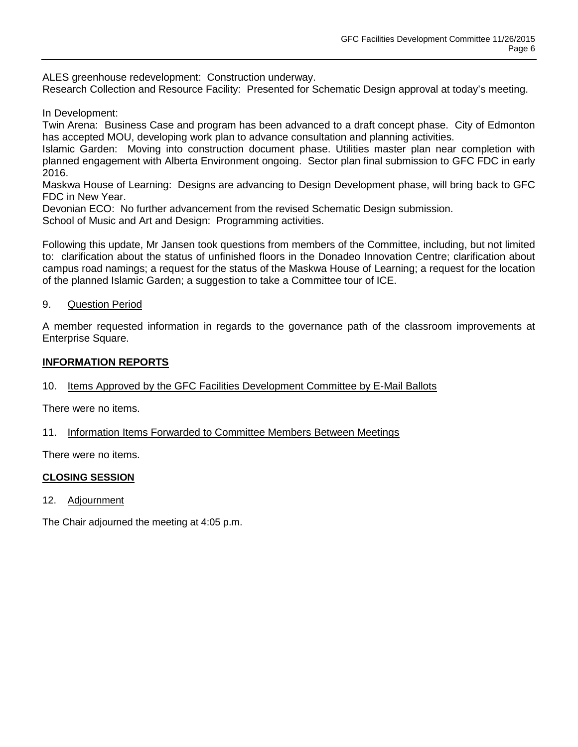ALES greenhouse redevelopment: Construction underway.
Research Collection and Resource Facility: Presented for Schematic Design approval at today's meeting.

In Development:
Twin Arena: Business Case and program has been advanced to a draft concept phase. City of Edmonton has accepted MOU, developing work plan to advance consultation and planning activities.
Islamic Garden: Moving into construction document phase. Utilities master plan near completion with planned engagement with Alberta Environment ongoing. Sector plan final submission to GFC FDC in early 2016.
Maskwa House of Learning: Designs are advancing to Design Development phase, will bring back to GFC FDC in New Year.
Devonian ECO: No further advancement from the revised Schematic Design submission.
School of Music and Art and Design: Programming activities.

Following this update, Mr Jansen took questions from members of the Committee, including, but not limited to: clarification about the status of unfinished floors in the Donadeo Innovation Centre; clarification about campus road namings; a request for the status of the Maskwa House of Learning; a request for the location of the planned Islamic Garden; a suggestion to take a Committee tour of ICE.

9. Question Period

A member requested information in regards to the governance path of the classroom improvements at Enterprise Square.

## INFORMATION REPORTS

10. Items Approved by the GFC Facilities Development Committee by E-Mail Ballots

There were no items.

11. Information Items Forwarded to Committee Members Between Meetings

There were no items.

## CLOSING SESSION

12. Adjournment

The Chair adjourned the meeting at 4:05 p.m.